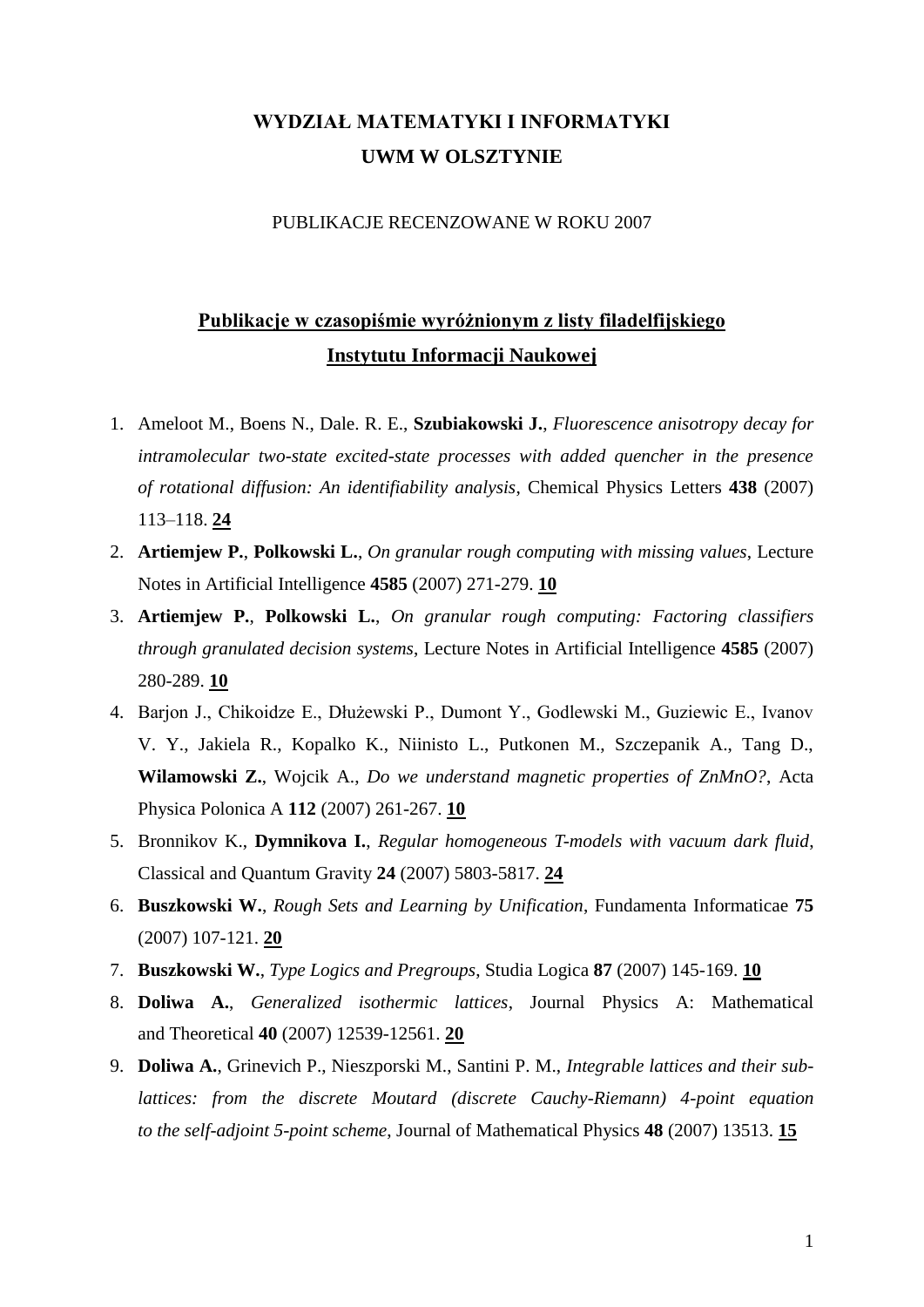# WYDZIAŁ MATEMATYKI I INFORMATYKI
# UWM W OLSZTYNIE

PUBLIKACJE RECENZOWANE W ROKU 2007

## Publikacje w czasopiśmie wyróżnionym z listy filadelfijskiego Instytutu Informacji Naukowej

1. Ameloot M., Boens N., Dale. R. E., **Szubiakowski J.**, *Fluorescence anisotropy decay for intramolecular two-state excited-state processes with added quencher in the presence of rotational diffusion: An identifiability analysis*, Chemical Physics Letters **438** (2007) 113–118. **24**
2. **Artiemjew P.**, **Polkowski L.**, *On granular rough computing with missing values*, Lecture Notes in Artificial Intelligence **4585** (2007) 271-279. **10**
3. **Artiemjew P.**, **Polkowski L.**, *On granular rough computing: Factoring classifiers through granulated decision systems*, Lecture Notes in Artificial Intelligence **4585** (2007) 280-289. **10**
4. Barjon J., Chikoidze E., Dłużewski P., Dumont Y., Godlewski M., Guziewic E., Ivanov V. Y., Jakiela R., Kopalko K., Niinisto L., Putkonen M., Szczepanik A., Tang D., **Wilamowski Z.**, Wojcik A., *Do we understand magnetic properties of ZnMnO?*, Acta Physica Polonica A **112** (2007) 261-267. **10**
5. Bronnikov K., **Dymnikova I.**, *Regular homogeneous T-models with vacuum dark fluid*, Classical and Quantum Gravity **24** (2007) 5803-5817. **24**
6. **Buszkowski W.**, *Rough Sets and Learning by Unification*, Fundamenta Informaticae **75** (2007) 107-121. **20**
7. **Buszkowski W.**, *Type Logics and Pregroups*, Studia Logica **87** (2007) 145-169. **10**
8. **Doliwa A.**, *Generalized isothermic lattices*, Journal Physics A: Mathematical and Theoretical **40** (2007) 12539-12561. **20**
9. **Doliwa A.**, Grinevich P., Nieszporski M., Santini P. M., *Integrable lattices and their sub-lattices: from the discrete Moutard (discrete Cauchy-Riemann) 4-point equation to the self-adjoint 5-point scheme*, Journal of Mathematical Physics **48** (2007) 13513. **15**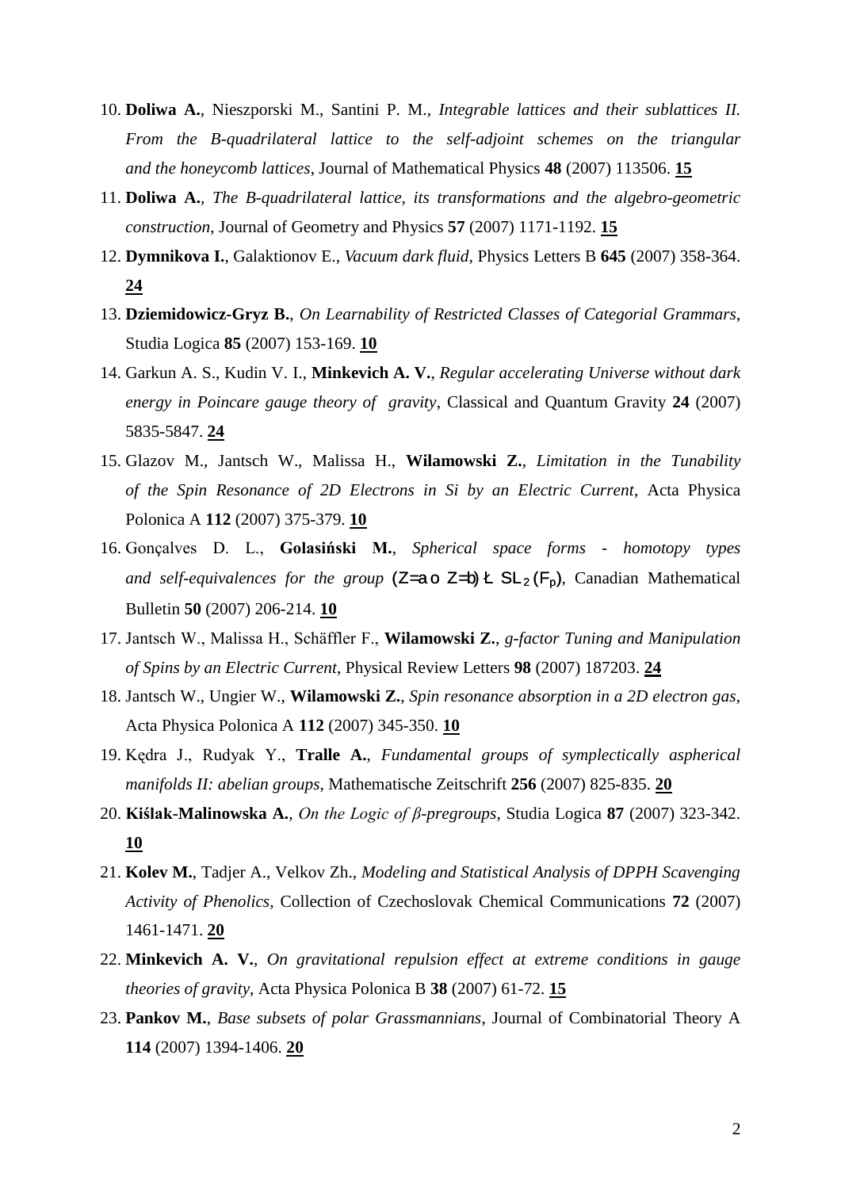10. **Doliwa A.**, Nieszporski M., Santini P. M., *Integrable lattices and their sublattices II. From the B-quadrilateral lattice to the self-adjoint schemes on the triangular and the honeycomb lattices*, Journal of Mathematical Physics **48** (2007) 113506. **15**
11. **Doliwa A.**, *The B-quadrilateral lattice, its transformations and the algebro-geometric construction*, Journal of Geometry and Physics **57** (2007) 1171-1192. **15**
12. **Dymnikova I.**, Galaktionov E., *Vacuum dark fluid*, Physics Letters B **645** (2007) 358-364. **24**
13. **Dziemidowicz-Gryz B.**, *On Learnability of Restricted Classes of Categorial Grammars*, Studia Logica **85** (2007) 153-169. **10**
14. Garkun A. S., Kudin V. I., **Minkevich A. V.**, *Regular accelerating Universe without dark energy in Poincare gauge theory of gravity*, Classical and Quantum Gravity **24** (2007) 5835-5847. **24**
15. Glazov M., Jantsch W., Malissa H., **Wilamowski Z.**, *Limitation in the Tunability of the Spin Resonance of 2D Electrons in Si by an Electric Current*, Acta Physica Polonica A **112** (2007) 375-379. **10**
16. Gonçalves D. L., **Golasiński M.**, *Spherical space forms - homotopy types and self-equivalences for the group* $(\mathbb{Z}/a \rtimes \mathbb{Z}/b) \times SL_2(\mathbb{F}_p)$, Canadian Mathematical Bulletin **50** (2007) 206-214. **10**
17. Jantsch W., Malissa H., Schäffler F., **Wilamowski Z.**, *g-factor Tuning and Manipulation of Spins by an Electric Current*, Physical Review Letters **98** (2007) 187203. **24**
18. Jantsch W., Ungier W., **Wilamowski Z.**, *Spin resonance absorption in a 2D electron gas*, Acta Physica Polonica A **112** (2007) 345-350. **10**
19. Kędra J., Rudyak Y., **Tralle A.**, *Fundamental groups of symplectically aspherical manifolds II: abelian groups*, Mathematische Zeitschrift **256** (2007) 825-835. **20**
20. **Kiślak-Malinowska A.**, *On the Logic of β-pregroups*, Studia Logica **87** (2007) 323-342. **10**
21. **Kolev M.**, Tadjer A., Velkov Zh., *Modeling and Statistical Analysis of DPPH Scavenging Activity of Phenolics*, Collection of Czechoslovak Chemical Communications **72** (2007) 1461-1471. **20**
22. **Minkevich A. V.**, *On gravitational repulsion effect at extreme conditions in gauge theories of gravity*, Acta Physica Polonica B **38** (2007) 61-72. **15**
23. **Pankov M.**, *Base subsets of polar Grassmannians*, Journal of Combinatorial Theory A **114** (2007) 1394-1406. **20**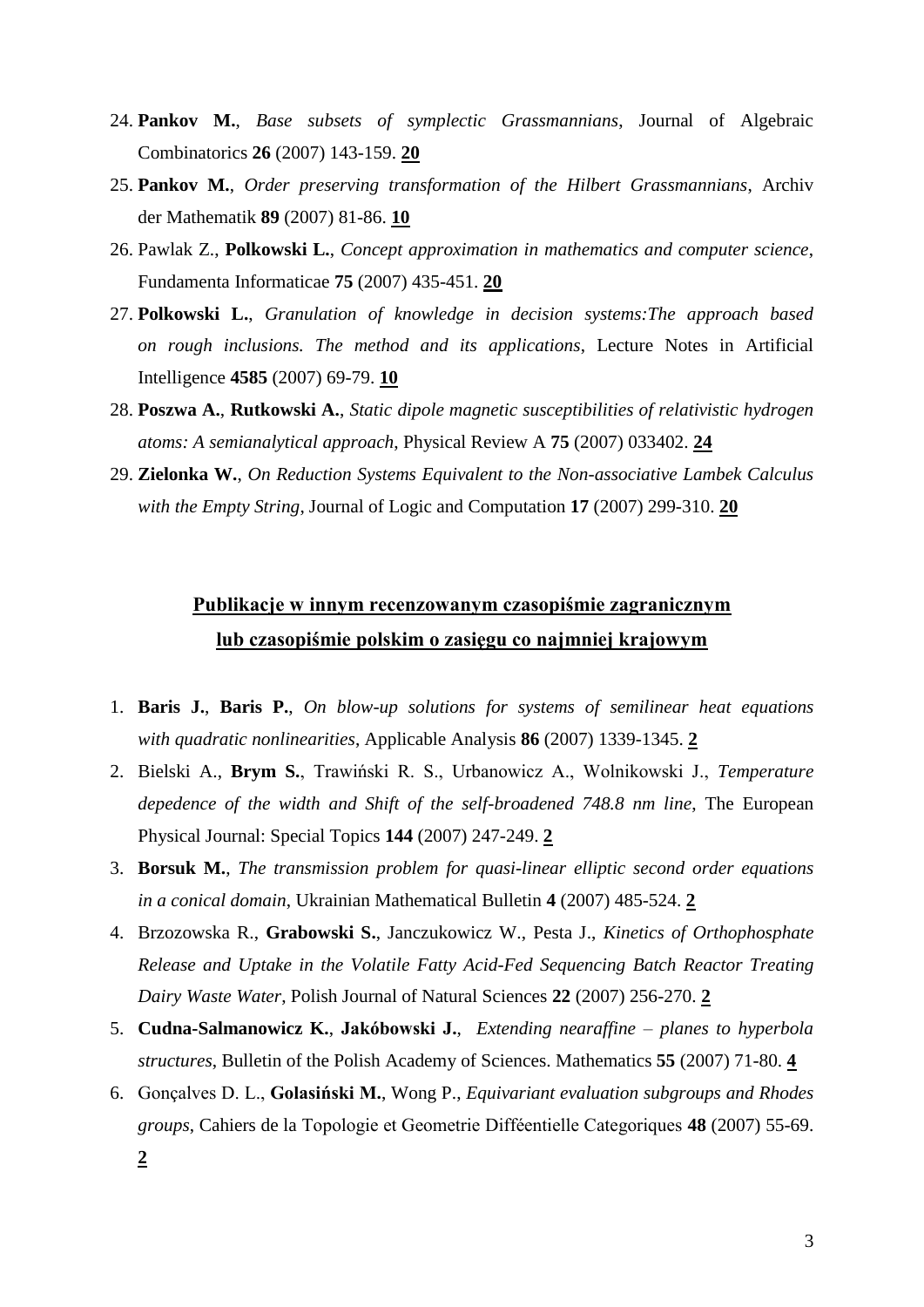24. **Pankov M.**, *Base subsets of symplectic Grassmannians*, Journal of Algebraic Combinatorics **26** (2007) 143-159. **20**
25. **Pankov M.**, *Order preserving transformation of the Hilbert Grassmannians*, Archiv der Mathematik **89** (2007) 81-86. **10**
26. Pawlak Z., **Polkowski L.**, *Concept approximation in mathematics and computer science*, Fundamenta Informaticae **75** (2007) 435-451. **20**
27. **Polkowski L.**, *Granulation of knowledge in decision systems:The approach based on rough inclusions. The method and its applications*, Lecture Notes in Artificial Intelligence **4585** (2007) 69-79. **10**
28. **Poszwa A.**, **Rutkowski A.**, *Static dipole magnetic susceptibilities of relativistic hydrogen atoms: A semianalytical approach*, Physical Review A **75** (2007) 033402. **24**
29. **Zielonka W.**, *On Reduction Systems Equivalent to the Non-associative Lambek Calculus with the Empty String*, Journal of Logic and Computation **17** (2007) 299-310. **20**

## Publikacje w innym recenzowanym czasopiśmie zagranicznym lub czasopiśmie polskim o zasięgu co najmniej krajowym

1. **Baris J.**, **Baris P.**, *On blow-up solutions for systems of semilinear heat equations with quadratic nonlinearities*, Applicable Analysis **86** (2007) 1339-1345. **2**
2. Bielski A., **Brym S.**, Trawiński R. S., Urbanowicz A., Wolnikowski J., *Temperature depedence of the width and Shift of the self-broadened 748.8 nm line*, The European Physical Journal: Special Topics **144** (2007) 247-249. **2**
3. **Borsuk M.**, *The transmission problem for quasi-linear elliptic second order equations in a conical domain*, Ukrainian Mathematical Bulletin **4** (2007) 485-524. **2**
4. Brzozowska R., **Grabowski S.**, Janczukowicz W., Pesta J., *Kinetics of Orthophosphate Release and Uptake in the Volatile Fatty Acid-Fed Sequencing Batch Reactor Treating Dairy Waste Water*, Polish Journal of Natural Sciences **22** (2007) 256-270. **2**
5. **Cudna-Salmanowicz K.**, **Jakóbowski J.**, *Extending nearaffine – planes to hyperbola structures*, Bulletin of the Polish Academy of Sciences. Mathematics **55** (2007) 71-80. **4**
6. Gonçalves D. L., **Golasiński M.**, Wong P., *Equivariant evaluation subgroups and Rhodes groups*, Cahiers de la Topologie et Geometrie Difféentielle Categoriques **48** (2007) 55-69. **2**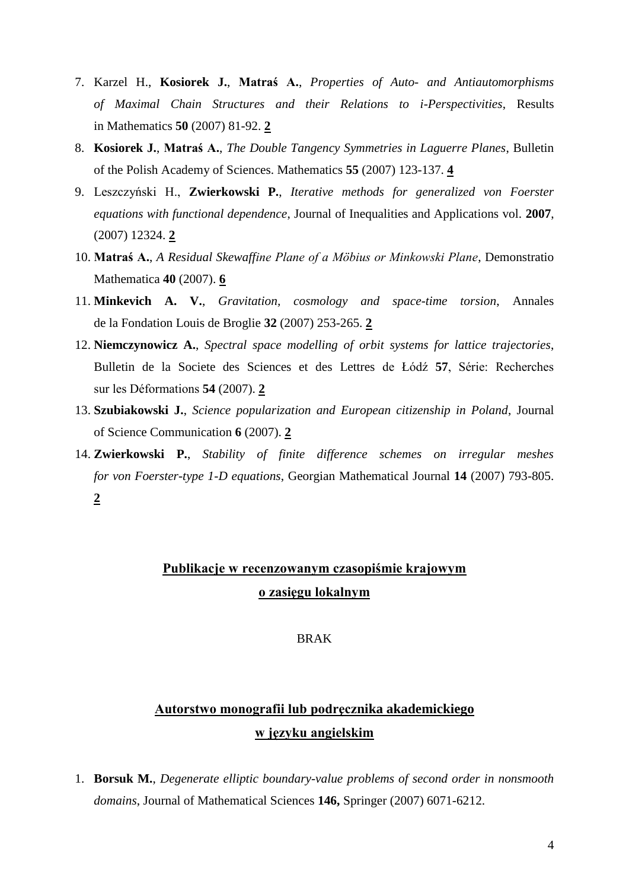7. Karzel H., **Kosiorek J.**, **Matraś A.**, *Properties of Auto- and Antiautomorphisms of Maximal Chain Structures and their Relations to i-Perspectivities*, Results in Mathematics **50** (2007) 81-92. **2**
8. **Kosiorek J.**, **Matraś A.**, *The Double Tangency Symmetries in Laguerre Planes*, Bulletin of the Polish Academy of Sciences. Mathematics **55** (2007) 123-137. **4**
9. Leszczyński H., **Zwierkowski P.**, *Iterative methods for generalized von Foerster equations with functional dependence*, Journal of Inequalities and Applications vol. **2007**, (2007) 12324. **2**
10. **Matraś A.**, *A Residual Skewaffine Plane of a Möbius or Minkowski Plane*, Demonstratio Mathematica **40** (2007). **6**
11. **Minkevich A. V.**, *Gravitation, cosmology and space-time torsion*, Annales de la Fondation Louis de Broglie **32** (2007) 253-265. **2**
12. **Niemczynowicz A.**, *Spectral space modelling of orbit systems for lattice trajectories*, Bulletin de la Societe des Sciences et des Lettres de Łódź **57**, Série: Recherches sur les Déformations **54** (2007). **2**
13. **Szubiakowski J.**, *Science popularization and European citizenship in Poland*, Journal of Science Communication **6** (2007). **2**
14. **Zwierkowski P.**, *Stability of finite difference schemes on irregular meshes for von Foerster-type 1-D equations*, Georgian Mathematical Journal **14** (2007) 793-805. **2**

## Publikacje w recenzowanym czasopiśmie krajowym o zasięgu lokalnym

BRAK

## Autorstwo monografii lub podręcznika akademickiego w języku angielskim

1. **Borsuk M.**, *Degenerate elliptic boundary-value problems of second order in nonsmooth domains*, Journal of Mathematical Sciences **146,** Springer (2007) 6071-6212.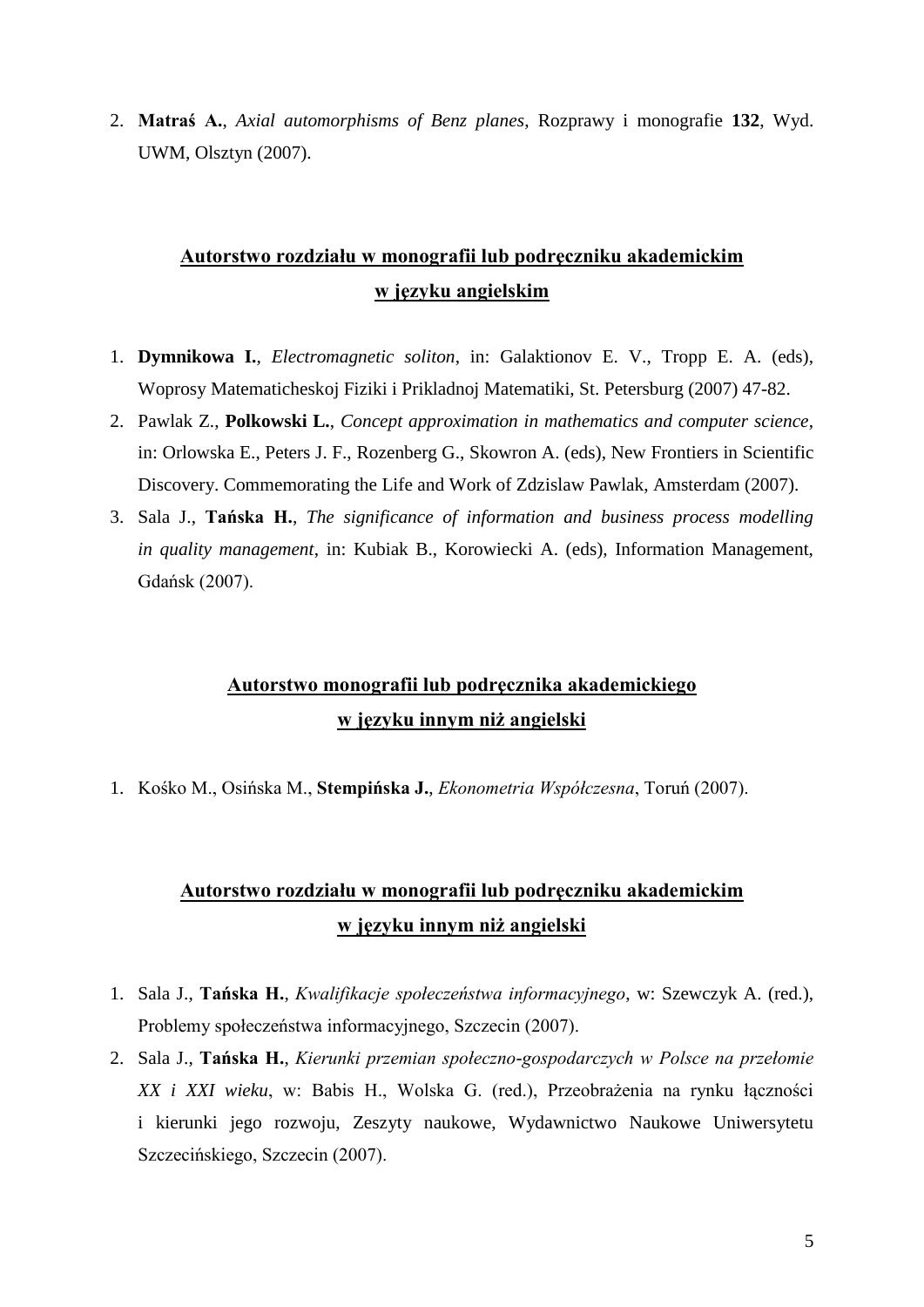2. **Matraś A.**, *Axial automorphisms of Benz planes*, Rozprawy i monografie **132**, Wyd. UWM, Olsztyn (2007).

## Autorstwo rozdziału w monografii lub podręczniku akademickim w języku angielskim

1. **Dymnikowa I.**, *Electromagnetic soliton*, in: Galaktionov E. V., Tropp E. A. (eds), Woprosy Matematicheskoj Fiziki i Prikladnoj Matematiki, St. Petersburg (2007) 47-82.
2. Pawlak Z., **Polkowski L.**, *Concept approximation in mathematics and computer science*, in: Orlowska E., Peters J. F., Rozenberg G., Skowron A. (eds), New Frontiers in Scientific Discovery. Commemorating the Life and Work of Zdzislaw Pawlak, Amsterdam (2007).
3. Sala J., **Tańska H.**, *The significance of information and business process modelling in quality management*, in: Kubiak B., Korowiecki A. (eds), Information Management, Gdańsk (2007).

## Autorstwo monografii lub podręcznika akademickiego w języku innym niż angielski

1. Kośko M., Osińska M., **Stempińska J.**, *Ekonometria Współczesna*, Toruń (2007).

## Autorstwo rozdziału w monografii lub podręczniku akademickim w języku innym niż angielski

1. Sala J., **Tańska H.**, *Kwalifikacje społeczeństwa informacyjnego*, w: Szewczyk A. (red.), Problemy społeczeństwa informacyjnego, Szczecin (2007).
2. Sala J., **Tańska H.**, *Kierunki przemian społeczno-gospodarczych w Polsce na przełomie XX i XXI wieku*, w: Babis H., Wolska G. (red.), Przeobrażenia na rynku łączności i kierunki jego rozwoju, Zeszyty naukowe, Wydawnictwo Naukowe Uniwersytetu Szczecińskiego, Szczecin (2007).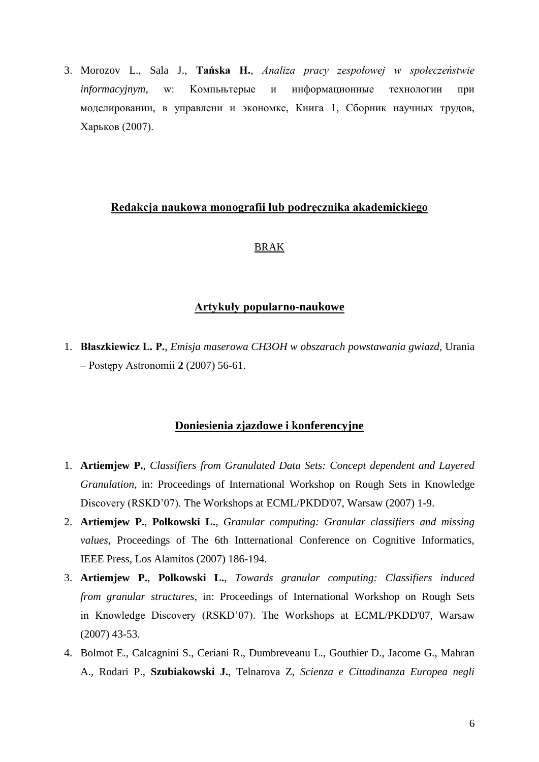3. Morozov L., Sala J., **Tańska H.**, *Analiza pracy zespołowej w społeczeństwie informacyjnym,* w: Компььтерые и информационные технологии при моделировании, в управлени и экономке, Книга 1, Сборник научных трудов, Харьков (2007).

## Redakcja naukowa monografii lub podręcznika akademickiego

BRAK

## Artykuły popularno-naukowe

1. **Błaszkiewicz L. P.**, *Emisja maserowa CH3OH w obszarach powstawania gwiazd*, Urania – Postępy Astronomii **2** (2007) 56-61.

## Doniesienia zjazdowe i konferencyjne

1. **Artiemjew P.**, *Classifiers from Granulated Data Sets: Concept dependent and Layered Granulation*, in: Proceedings of International Workshop on Rough Sets in Knowledge Discovery (RSKD'07). The Workshops at ECML/PKDD'07, Warsaw (2007) 1-9.
2. **Artiemjew P.**, **Polkowski L.**, *Granular computing: Granular classifiers and missing values*, Proceedings of The 6th Intternational Conference on Cognitive Informatics, IEEE Press, Los Alamitos (2007) 186-194.
3. **Artiemjew P.**, **Polkowski L.**, *Towards granular computing: Classifiers induced from granular structures*, in: Proceedings of International Workshop on Rough Sets in Knowledge Discovery (RSKD'07). The Workshops at ECML/PKDD'07, Warsaw (2007) 43-53.
4. Bolmot E., Calcagnini S., Ceriani R., Dumbreveanu L., Gouthier D., Jacome G., Mahran A., Rodari P., **Szubiakowski J.**, Telnarova Z, *Scienza e Cittadinanza Europea negli*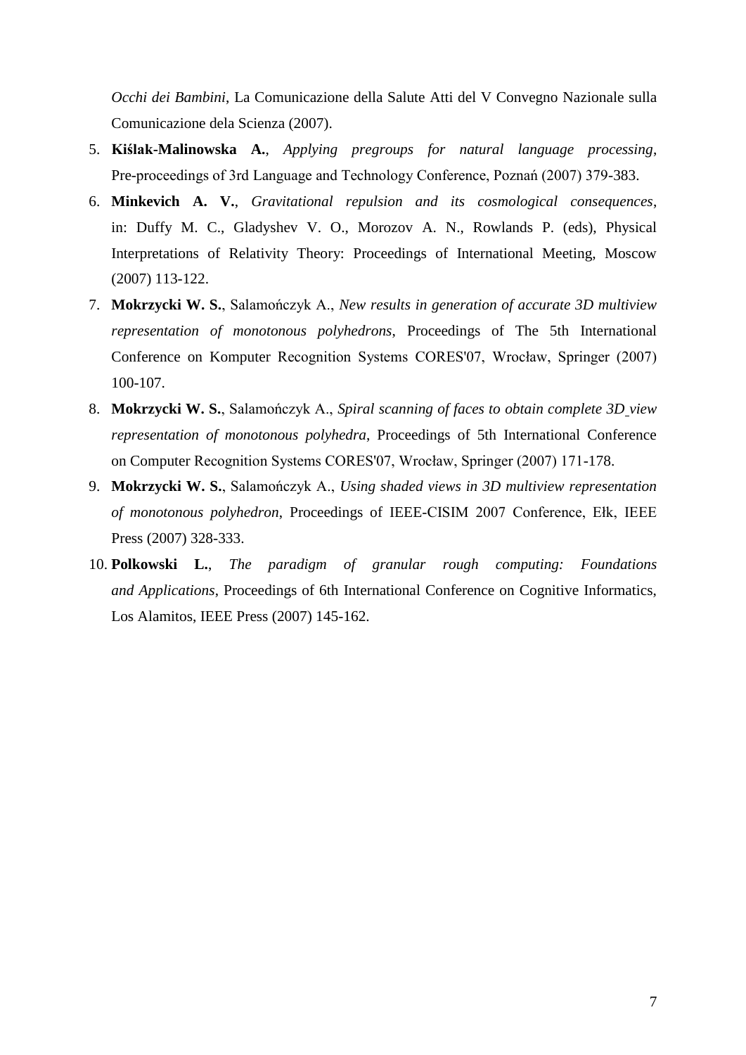*Occhi dei Bambini*, La Comunicazione della Salute Atti del V Convegno Nazionale sulla Comunicazione dela Scienza (2007).

5. **Kiślak-Malinowska A.**, *Applying pregroups for natural language processing*, Pre-proceedings of 3rd Language and Technology Conference, Poznań (2007) 379-383.
6. **Minkevich A. V.**, *Gravitational repulsion and its cosmological consequences*, in: Duffy M. C., Gladyshev V. O., Morozov A. N., Rowlands P. (eds), Physical Interpretations of Relativity Theory: Proceedings of International Meeting, Moscow (2007) 113-122.
7. **Mokrzycki W. S.**, Salamończyk A., *New results in generation of accurate 3D multiview representation of monotonous polyhedrons*, Proceedings of The 5th International Conference on Komputer Recognition Systems CORES'07, Wrocław, Springer (2007) 100-107.
8. **Mokrzycki W. S.**, Salamończyk A., *Spiral scanning of faces to obtain complete 3D view representation of monotonous polyhedra*, Proceedings of 5th International Conference on Computer Recognition Systems CORES'07, Wrocław, Springer (2007) 171-178.
9. **Mokrzycki W. S.**, Salamończyk A., *Using shaded views in 3D multiview representation of monotonous polyhedron*, Proceedings of IEEE-CISIM 2007 Conference, Ełk, IEEE Press (2007) 328-333.
10. **Polkowski L.**, *The paradigm of granular rough computing: Foundations and Applications*, Proceedings of 6th International Conference on Cognitive Informatics, Los Alamitos, IEEE Press (2007) 145-162.